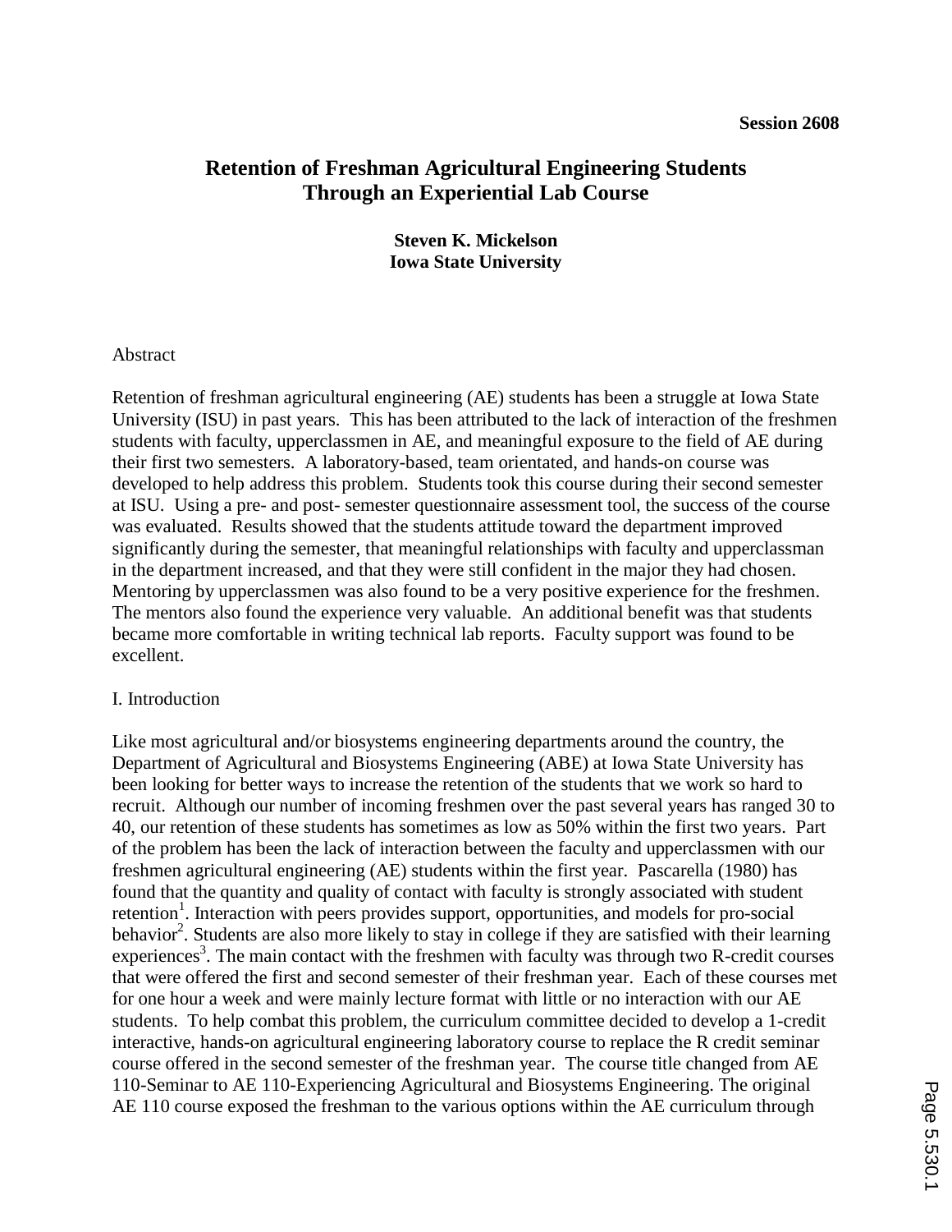Session 2608

# Retention of Freshman Agricultural Engineering Students Through an Experiential Lab Course

**Steven K. Mickelson**
**Iowa State University**

## Abstract

Retention of freshman agricultural engineering (AE) students has been a struggle at Iowa State University (ISU) in past years. This has been attributed to the lack of interaction of the freshmen students with faculty, upperclassmen in AE, and meaningful exposure to the field of AE during their first two semesters. A laboratory-based, team orientated, and hands-on course was developed to help address this problem. Students took this course during their second semester at ISU. Using a pre- and post- semester questionnaire assessment tool, the success of the course was evaluated. Results showed that the students attitude toward the department improved significantly during the semester, that meaningful relationships with faculty and upperclassman in the department increased, and that they were still confident in the major they had chosen. Mentoring by upperclassmen was also found to be a very positive experience for the freshmen. The mentors also found the experience very valuable. An additional benefit was that students became more comfortable in writing technical lab reports. Faculty support was found to be excellent.

## I. Introduction

Like most agricultural and/or biosystems engineering departments around the country, the Department of Agricultural and Biosystems Engineering (ABE) at Iowa State University has been looking for better ways to increase the retention of the students that we work so hard to recruit. Although our number of incoming freshmen over the past several years has ranged 30 to 40, our retention of these students has sometimes as low as 50% within the first two years. Part of the problem has been the lack of interaction between the faculty and upperclassmen with our freshmen agricultural engineering (AE) students within the first year. Pascarella (1980) has found that the quantity and quality of contact with faculty is strongly associated with student retention[1]. Interaction with peers provides support, opportunities, and models for pro-social behavior[2]. Students are also more likely to stay in college if they are satisfied with their learning experiences[3]. The main contact with the freshmen with faculty was through two R-credit courses that were offered the first and second semester of their freshman year. Each of these courses met for one hour a week and were mainly lecture format with little or no interaction with our AE students. To help combat this problem, the curriculum committee decided to develop a 1-credit interactive, hands-on agricultural engineering laboratory course to replace the R credit seminar course offered in the second semester of the freshman year. The course title changed from AE 110-Seminar to AE 110-Experiencing Agricultural and Biosystems Engineering. The original AE 110 course exposed the freshman to the various options within the AE curriculum through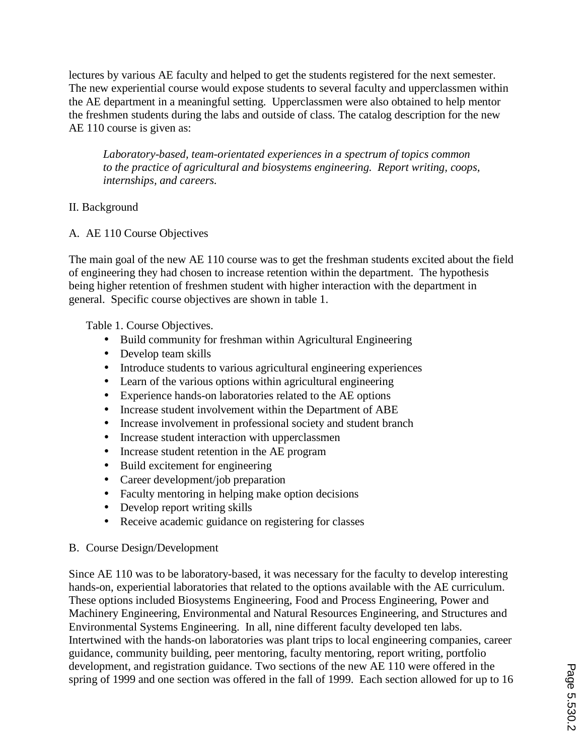lectures by various AE faculty and helped to get the students registered for the next semester. The new experiential course would expose students to several faculty and upperclassmen within the AE department in a meaningful setting. Upperclassmen were also obtained to help mentor the freshmen students during the labs and outside of class. The catalog description for the new AE 110 course is given as:

> *Laboratory-based, team-orientated experiences in a spectrum of topics common to the practice of agricultural and biosystems engineering. Report writing, coops, internships, and careers.*

## II. Background

### A. AE 110 Course Objectives

The main goal of the new AE 110 course was to get the freshman students excited about the field of engineering they had chosen to increase retention within the department. The hypothesis being higher retention of freshmen student with higher interaction with the department in general. Specific course objectives are shown in table 1.

Table 1. Course Objectives.

- Build community for freshman within Agricultural Engineering
- Develop team skills
- Introduce students to various agricultural engineering experiences
- Learn of the various options within agricultural engineering
- Experience hands-on laboratories related to the AE options
- Increase student involvement within the Department of ABE
- Increase involvement in professional society and student branch
- Increase student interaction with upperclassmen
- Increase student retention in the AE program
- Build excitement for engineering
- Career development/job preparation
- Faculty mentoring in helping make option decisions
- Develop report writing skills
- Receive academic guidance on registering for classes

### B. Course Design/Development

Since AE 110 was to be laboratory-based, it was necessary for the faculty to develop interesting hands-on, experiential laboratories that related to the options available with the AE curriculum. These options included Biosystems Engineering, Food and Process Engineering, Power and Machinery Engineering, Environmental and Natural Resources Engineering, and Structures and Environmental Systems Engineering. In all, nine different faculty developed ten labs. Intertwined with the hands-on laboratories was plant trips to local engineering companies, career guidance, community building, peer mentoring, faculty mentoring, report writing, portfolio development, and registration guidance. Two sections of the new AE 110 were offered in the spring of 1999 and one section was offered in the fall of 1999. Each section allowed for up to 16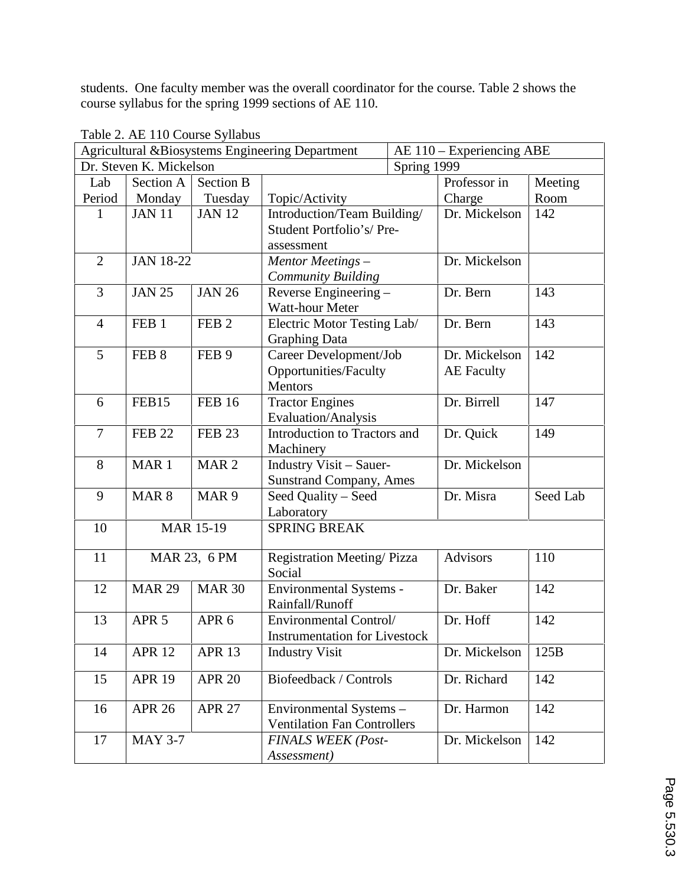students. One faculty member was the overall coordinator for the course. Table 2 shows the course syllabus for the spring 1999 sections of AE 110.

Table 2. AE 110 Course Syllabus

| Agricultural &Biosystems Engineering Department | | | | AE 110 – Experiencing ABE | |
|---|---|---|---|---|---|
| Dr. Steven K. Mickelson | | | | Spring 1999 | |
| Lab Period | Section A Monday | Section B Tuesday | Topic/Activity | Professor in Charge | Meeting Room |
| 1 | JAN 11 | JAN 12 | Introduction/Team Building/ Student Portfolio's/ Pre-assessment | Dr. Mickelson | 142 |
| 2 | JAN 18-22 | | *Mentor Meetings – Community Building* | Dr. Mickelson | |
| 3 | JAN 25 | JAN 26 | Reverse Engineering – Watt-hour Meter | Dr. Bern | 143 |
| 4 | FEB 1 | FEB 2 | Electric Motor Testing Lab/ Graphing Data | Dr. Bern | 143 |
| 5 | FEB 8 | FEB 9 | Career Development/Job Opportunities/Faculty Mentors | Dr. Mickelson AE Faculty | 142 |
| 6 | FEB15 | FEB 16 | Tractor Engines Evaluation/Analysis | Dr. Birrell | 147 |
| 7 | FEB 22 | FEB 23 | Introduction to Tractors and Machinery | Dr. Quick | 149 |
| 8 | MAR 1 | MAR 2 | Industry Visit – Sauer-Sunstrand Company, Ames | Dr. Mickelson | |
| 9 | MAR 8 | MAR 9 | Seed Quality – Seed Laboratory | Dr. Misra | Seed Lab |
| 10 | MAR 15-19 | | SPRING BREAK | | |
| 11 | MAR 23, 6 PM | | Registration Meeting/ Pizza Social | Advisors | 110 |
| 12 | MAR 29 | MAR 30 | Environmental Systems - Rainfall/Runoff | Dr. Baker | 142 |
| 13 | APR 5 | APR 6 | Environmental Control/ Instrumentation for Livestock | Dr. Hoff | 142 |
| 14 | APR 12 | APR 13 | Industry Visit | Dr. Mickelson | 125B |
| 15 | APR 19 | APR 20 | Biofeedback / Controls | Dr. Richard | 142 |
| 16 | APR 26 | APR 27 | Environmental Systems – Ventilation Fan Controllers | Dr. Harmon | 142 |
| 17 | MAY 3-7 | | *FINALS WEEK (Post-Assessment)* | Dr. Mickelson | 142 |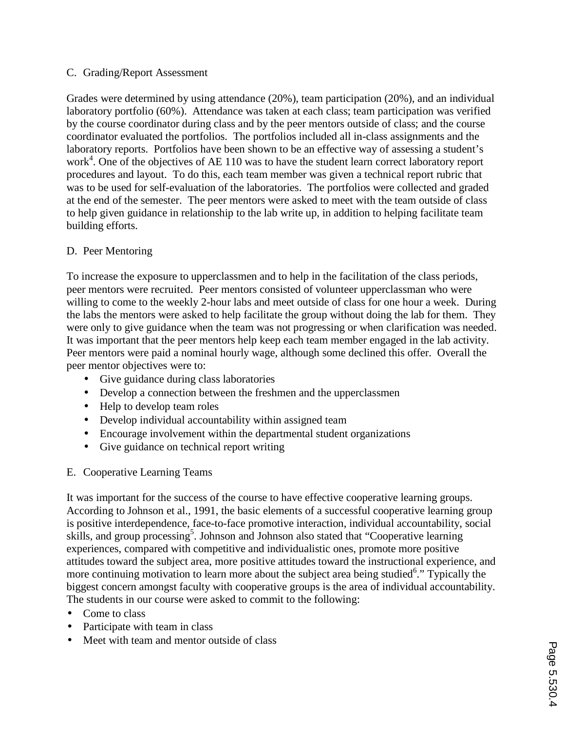C. Grading/Report Assessment

Grades were determined by using attendance (20%), team participation (20%), and an individual laboratory portfolio (60%). Attendance was taken at each class; team participation was verified by the course coordinator during class and by the peer mentors outside of class; and the course coordinator evaluated the portfolios. The portfolios included all in-class assignments and the laboratory reports. Portfolios have been shown to be an effective way of assessing a student's work[4]. One of the objectives of AE 110 was to have the student learn correct laboratory report procedures and layout. To do this, each team member was given a technical report rubric that was to be used for self-evaluation of the laboratories. The portfolios were collected and graded at the end of the semester. The peer mentors were asked to meet with the team outside of class to help given guidance in relationship to the lab write up, in addition to helping facilitate team building efforts.

D. Peer Mentoring

To increase the exposure to upperclassmen and to help in the facilitation of the class periods, peer mentors were recruited. Peer mentors consisted of volunteer upperclassman who were willing to come to the weekly 2-hour labs and meet outside of class for one hour a week. During the labs the mentors were asked to help facilitate the group without doing the lab for them. They were only to give guidance when the team was not progressing or when clarification was needed. It was important that the peer mentors help keep each team member engaged in the lab activity. Peer mentors were paid a nominal hourly wage, although some declined this offer. Overall the peer mentor objectives were to:

- Give guidance during class laboratories
- Develop a connection between the freshmen and the upperclassmen
- Help to develop team roles
- Develop individual accountability within assigned team
- Encourage involvement within the departmental student organizations
- Give guidance on technical report writing

E. Cooperative Learning Teams

It was important for the success of the course to have effective cooperative learning groups. According to Johnson et al., 1991, the basic elements of a successful cooperative learning group is positive interdependence, face-to-face promotive interaction, individual accountability, social skills, and group processing[5]. Johnson and Johnson also stated that "Cooperative learning experiences, compared with competitive and individualistic ones, promote more positive attitudes toward the subject area, more positive attitudes toward the instructional experience, and more continuing motivation to learn more about the subject area being studied[6]." Typically the biggest concern amongst faculty with cooperative groups is the area of individual accountability. The students in our course were asked to commit to the following:

- Come to class
- Participate with team in class
- Meet with team and mentor outside of class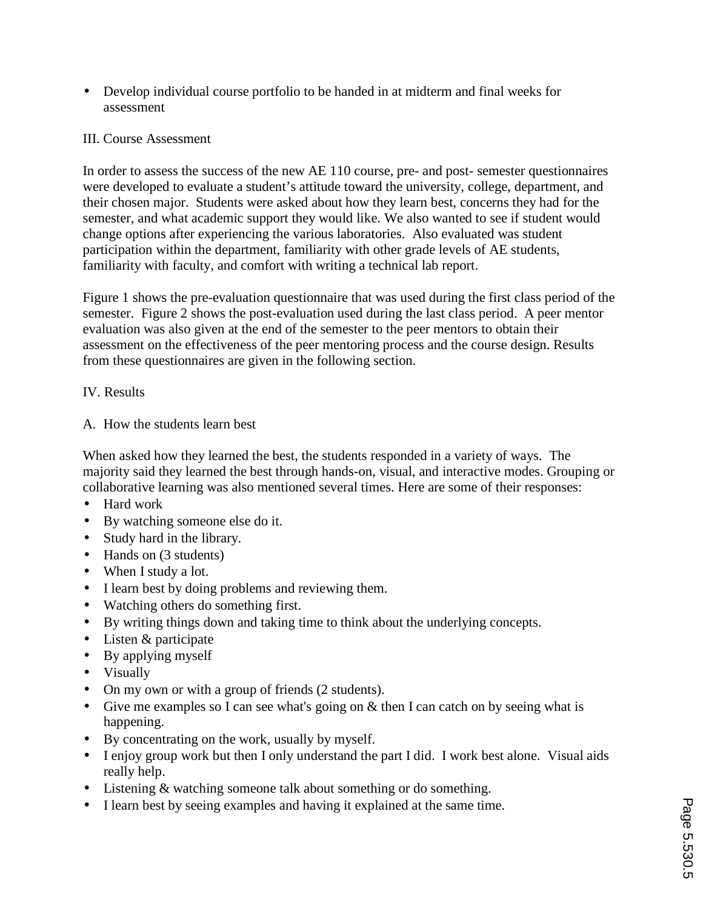- Develop individual course portfolio to be handed in at midterm and final weeks for assessment

## III. Course Assessment

In order to assess the success of the new AE 110 course, pre- and post- semester questionnaires were developed to evaluate a student's attitude toward the university, college, department, and their chosen major. Students were asked about how they learn best, concerns they had for the semester, and what academic support they would like. We also wanted to see if student would change options after experiencing the various laboratories. Also evaluated was student participation within the department, familiarity with other grade levels of AE students, familiarity with faculty, and comfort with writing a technical lab report.

Figure 1 shows the pre-evaluation questionnaire that was used during the first class period of the semester. Figure 2 shows the post-evaluation used during the last class period. A peer mentor evaluation was also given at the end of the semester to the peer mentors to obtain their assessment on the effectiveness of the peer mentoring process and the course design. Results from these questionnaires are given in the following section.

## IV. Results

### A. How the students learn best

When asked how they learned the best, the students responded in a variety of ways. The majority said they learned the best through hands-on, visual, and interactive modes. Grouping or collaborative learning was also mentioned several times. Here are some of their responses:

- Hard work
- By watching someone else do it.
- Study hard in the library.
- Hands on (3 students)
- When I study a lot.
- I learn best by doing problems and reviewing them.
- Watching others do something first.
- By writing things down and taking time to think about the underlying concepts.
- Listen & participate
- By applying myself
- Visually
- On my own or with a group of friends (2 students).
- Give me examples so I can see what's going on & then I can catch on by seeing what is happening.
- By concentrating on the work, usually by myself.
- I enjoy group work but then I only understand the part I did. I work best alone. Visual aids really help.
- Listening & watching someone talk about something or do something.
- I learn best by seeing examples and having it explained at the same time.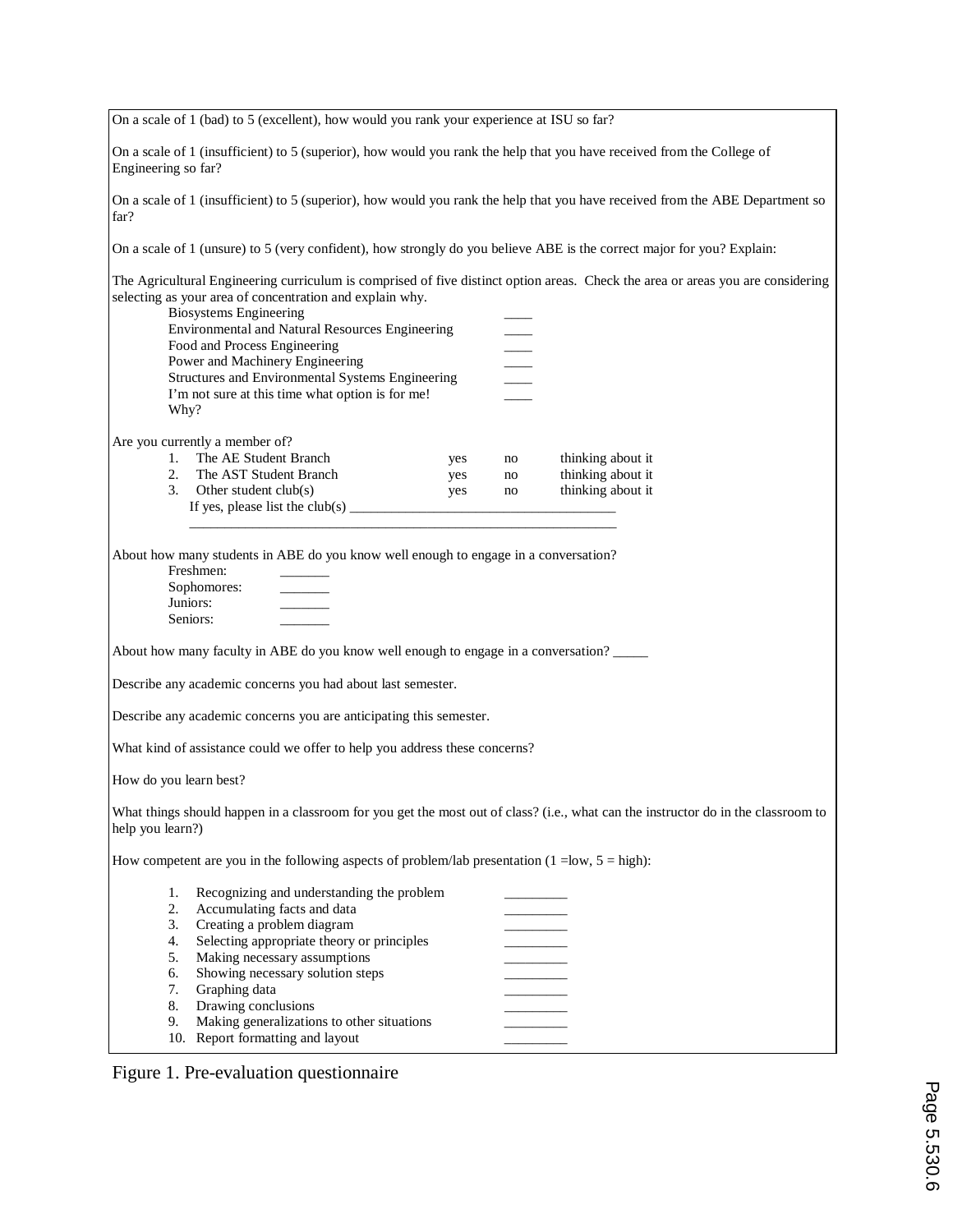On a scale of 1 (bad) to 5 (excellent), how would you rank your experience at ISU so far?

On a scale of 1 (insufficient) to 5 (superior), how would you rank the help that you have received from the College of Engineering so far?

On a scale of 1 (insufficient) to 5 (superior), how would you rank the help that you have received from the ABE Department so far?

On a scale of 1 (unsure) to 5 (very confident), how strongly do you believe ABE is the correct major for you? Explain:

The Agricultural Engineering curriculum is comprised of five distinct option areas. Check the area or areas you are considering selecting as your area of concentration and explain why.

| | |
|---|---|
| Biosystems Engineering | ____ |
| Environmental and Natural Resources Engineering | ____ |
| Food and Process Engineering | ____ |
| Power and Machinery Engineering | ____ |
| Structures and Environmental Systems Engineering | ____ |
| I'm not sure at this time what option is for me! | ____ |

Why?

Are you currently a member of?

| | | | |
|---|---|---|---|
| 1. The AE Student Branch | yes | no | thinking about it |
| 2. The AST Student Branch | yes | no | thinking about it |
| 3. Other student club(s) | yes | no | thinking about it |

If yes, please list the club(s) ______________________________________

______________________________________________________________

About how many students in ABE do you know well enough to engage in a conversation?

| | |
|---|---|
| Freshmen: | _______ |
| Sophomores: | _______ |
| Juniors: | _______ |
| Seniors: | _______ |

About how many faculty in ABE do you know well enough to engage in a conversation? _____

Describe any academic concerns you had about last semester.

Describe any academic concerns you are anticipating this semester.

What kind of assistance could we offer to help you address these concerns?

How do you learn best?

What things should happen in a classroom for you get the most out of class? (i.e., what can the instructor do in the classroom to help you learn?)

How competent are you in the following aspects of problem/lab presentation (1 =low, 5 = high):

| | |
|---|---|
| 1. Recognizing and understanding the problem | _________ |
| 2. Accumulating facts and data | _________ |
| 3. Creating a problem diagram | _________ |
| 4. Selecting appropriate theory or principles | _________ |
| 5. Making necessary assumptions | _________ |
| 6. Showing necessary solution steps | _________ |
| 7. Graphing data | _________ |
| 8. Drawing conclusions | _________ |
| 9. Making generalizations to other situations | _________ |
| 10. Report formatting and layout | _________ |

Figure 1. Pre-evaluation questionnaire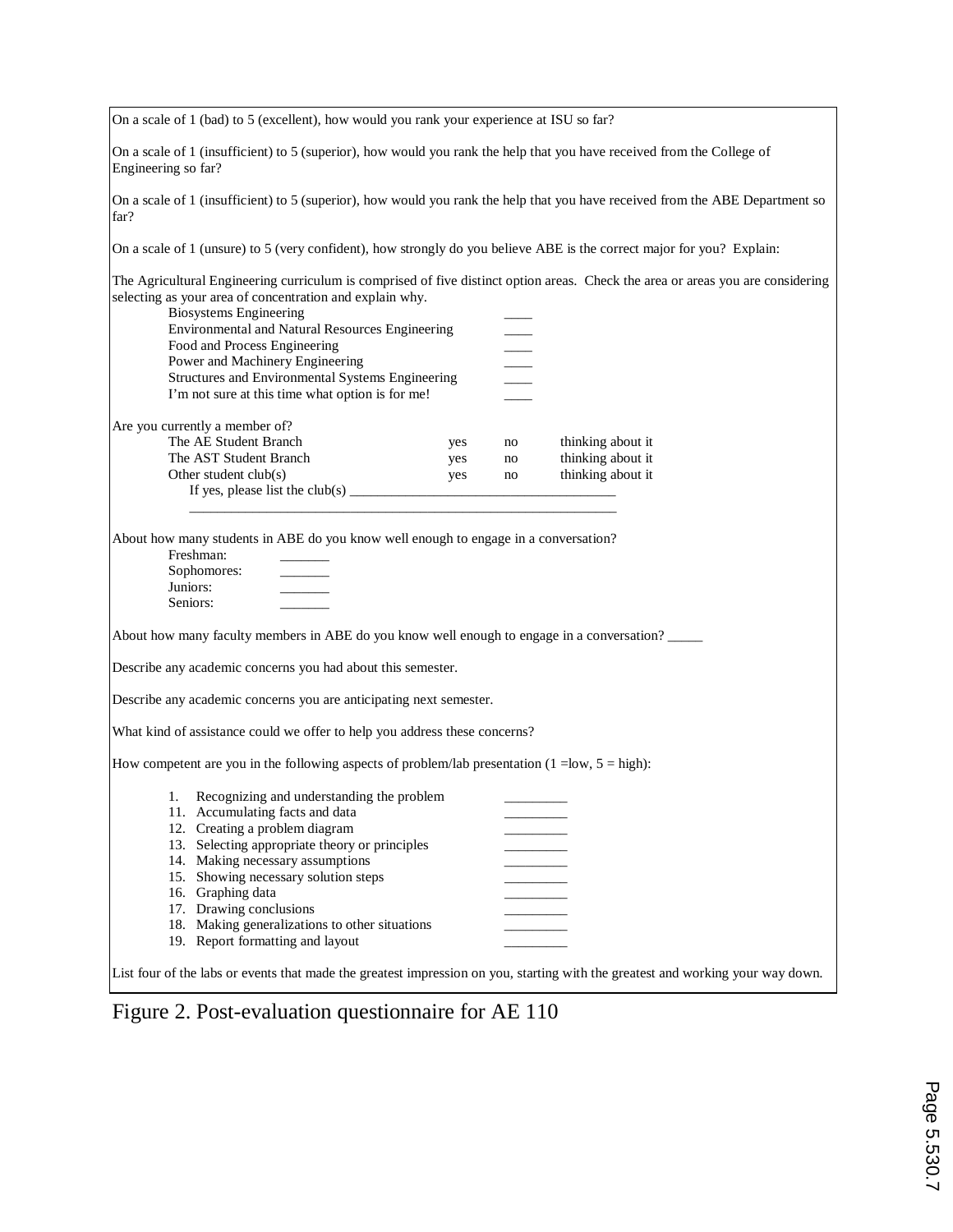On a scale of 1 (bad) to 5 (excellent), how would you rank your experience at ISU so far?

On a scale of 1 (insufficient) to 5 (superior), how would you rank the help that you have received from the College of Engineering so far?

On a scale of 1 (insufficient) to 5 (superior), how would you rank the help that you have received from the ABE Department so far?

On a scale of 1 (unsure) to 5 (very confident), how strongly do you believe ABE is the correct major for you? Explain:

The Agricultural Engineering curriculum is comprised of five distinct option areas. Check the area or areas you are considering selecting as your area of concentration and explain why.

- Biosystems Engineering ____
- Environmental and Natural Resources Engineering ____
- Food and Process Engineering ____
- Power and Machinery Engineering ____
- Structures and Environmental Systems Engineering ____
- I'm not sure at this time what option is for me! ____

Are you currently a member of?

| | | | |
|---|---|---|---|
| The AE Student Branch | yes | no | thinking about it |
| The AST Student Branch | yes | no | thinking about it |
| Other student club(s) | yes | no | thinking about it |

If yes, please list the club(s) ______________________________________

______________________________________________________________

About how many students in ABE do you know well enough to engage in a conversation?

- Freshman: _______
- Sophomores: _______
- Juniors: _______
- Seniors: _______

About how many faculty members in ABE do you know well enough to engage in a conversation? _____

Describe any academic concerns you had about this semester.

Describe any academic concerns you are anticipating next semester.

What kind of assistance could we offer to help you address these concerns?

How competent are you in the following aspects of problem/lab presentation (1 =low, 5 = high):

1. Recognizing and understanding the problem _________
11. Accumulating facts and data _________
12. Creating a problem diagram _________
13. Selecting appropriate theory or principles _________
14. Making necessary assumptions _________
15. Showing necessary solution steps _________
16. Graphing data _________
17. Drawing conclusions _________
18. Making generalizations to other situations _________
19. Report formatting and layout _________

List four of the labs or events that made the greatest impression on you, starting with the greatest and working your way down.

Figure 2. Post-evaluation questionnaire for AE 110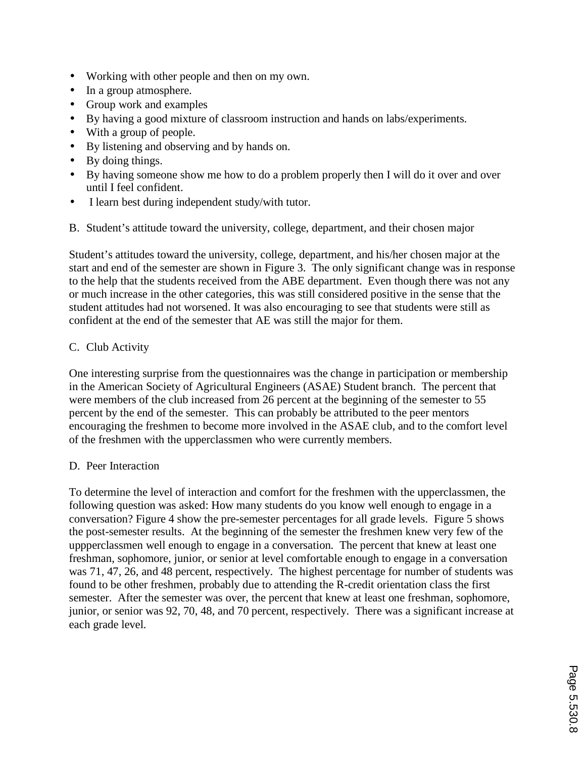- Working with other people and then on my own.
- In a group atmosphere.
- Group work and examples
- By having a good mixture of classroom instruction and hands on labs/experiments.
- With a group of people.
- By listening and observing and by hands on.
- By doing things.
- By having someone show me how to do a problem properly then I will do it over and over until I feel confident.
- I learn best during independent study/with tutor.

B. Student's attitude toward the university, college, department, and their chosen major

Student's attitudes toward the university, college, department, and his/her chosen major at the start and end of the semester are shown in Figure 3. The only significant change was in response to the help that the students received from the ABE department. Even though there was not any or much increase in the other categories, this was still considered positive in the sense that the student attitudes had not worsened. It was also encouraging to see that students were still as confident at the end of the semester that AE was still the major for them.

C. Club Activity

One interesting surprise from the questionnaires was the change in participation or membership in the American Society of Agricultural Engineers (ASAE) Student branch. The percent that were members of the club increased from 26 percent at the beginning of the semester to 55 percent by the end of the semester. This can probably be attributed to the peer mentors encouraging the freshmen to become more involved in the ASAE club, and to the comfort level of the freshmen with the upperclassmen who were currently members.

D. Peer Interaction

To determine the level of interaction and comfort for the freshmen with the upperclassmen, the following question was asked: How many students do you know well enough to engage in a conversation? Figure 4 show the pre-semester percentages for all grade levels. Figure 5 shows the post-semester results. At the beginning of the semester the freshmen knew very few of the uppperclassmen well enough to engage in a conversation. The percent that knew at least one freshman, sophomore, junior, or senior at level comfortable enough to engage in a conversation was 71, 47, 26, and 48 percent, respectively. The highest percentage for number of students was found to be other freshmen, probably due to attending the R-credit orientation class the first semester. After the semester was over, the percent that knew at least one freshman, sophomore, junior, or senior was 92, 70, 48, and 70 percent, respectively. There was a significant increase at each grade level.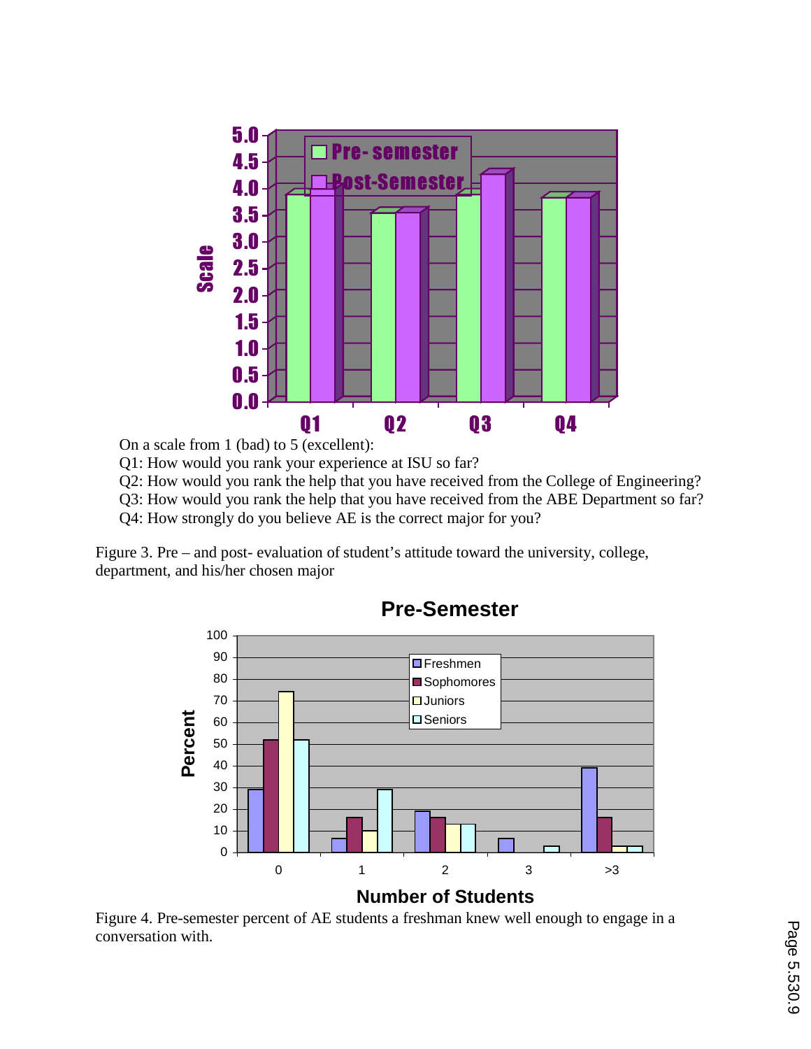On a scale from 1 (bad) to 5 (excellent):

Q1: How would you rank your experience at ISU so far?

Q2: How would you rank the help that you have received from the College of Engineering?

Q3: How would you rank the help that you have received from the ABE Department so far?

Q4: How strongly do you believe AE is the correct major for you?

Figure 3. Pre – and post- evaluation of student's attitude toward the university, college, department, and his/her chosen major

Figure 4. Pre-semester percent of AE students a freshman knew well enough to engage in a conversation with.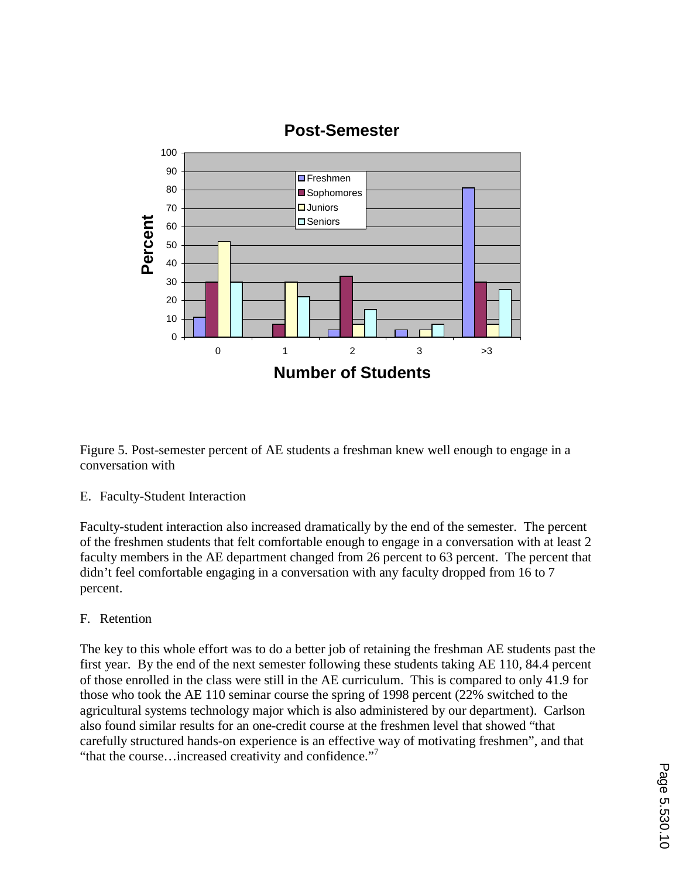Figure 5. Post-semester percent of AE students a freshman knew well enough to engage in a conversation with

E. Faculty-Student Interaction

Faculty-student interaction also increased dramatically by the end of the semester. The percent of the freshmen students that felt comfortable enough to engage in a conversation with at least 2 faculty members in the AE department changed from 26 percent to 63 percent. The percent that didn't feel comfortable engaging in a conversation with any faculty dropped from 16 to 7 percent.

F. Retention

The key to this whole effort was to do a better job of retaining the freshman AE students past the first year. By the end of the next semester following these students taking AE 110, 84.4 percent of those enrolled in the class were still in the AE curriculum. This is compared to only 41.9 for those who took the AE 110 seminar course the spring of 1998 percent (22% switched to the agricultural systems technology major which is also administered by our department). Carlson also found similar results for an one-credit course at the freshmen level that showed "that carefully structured hands-on experience is an effective way of motivating freshmen", and that "that the course…increased creativity and confidence."[7]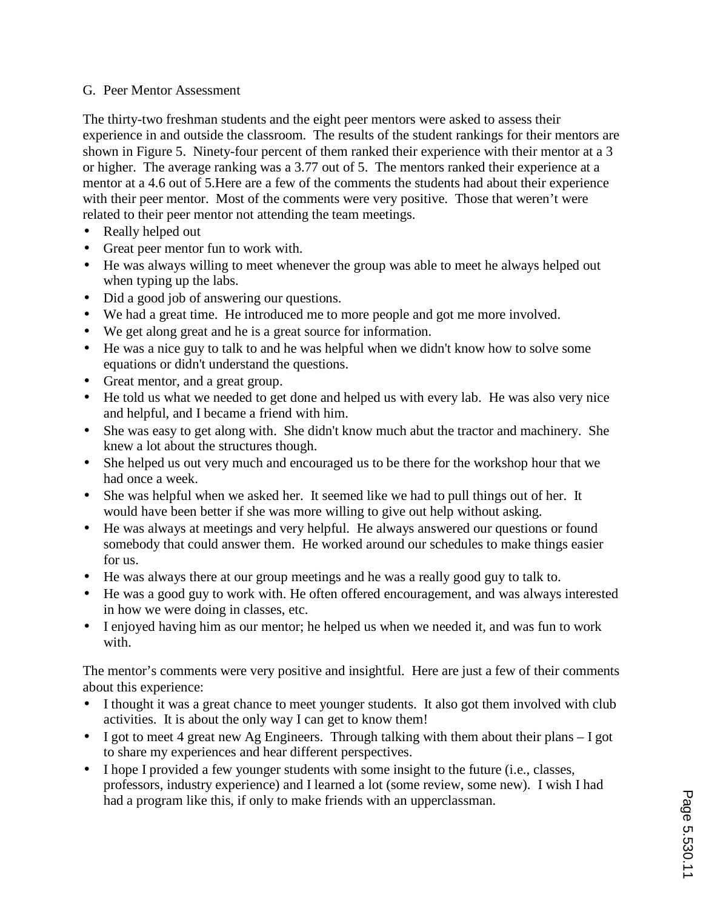G. Peer Mentor Assessment

The thirty-two freshman students and the eight peer mentors were asked to assess their experience in and outside the classroom. The results of the student rankings for their mentors are shown in Figure 5. Ninety-four percent of them ranked their experience with their mentor at a 3 or higher. The average ranking was a 3.77 out of 5. The mentors ranked their experience at a mentor at a 4.6 out of 5.Here are a few of the comments the students had about their experience with their peer mentor. Most of the comments were very positive. Those that weren't were related to their peer mentor not attending the team meetings.

- Really helped out
- Great peer mentor fun to work with.
- He was always willing to meet whenever the group was able to meet he always helped out when typing up the labs.
- Did a good job of answering our questions.
- We had a great time. He introduced me to more people and got me more involved.
- We get along great and he is a great source for information.
- He was a nice guy to talk to and he was helpful when we didn't know how to solve some equations or didn't understand the questions.
- Great mentor, and a great group.
- He told us what we needed to get done and helped us with every lab. He was also very nice and helpful, and I became a friend with him.
- She was easy to get along with. She didn't know much abut the tractor and machinery. She knew a lot about the structures though.
- She helped us out very much and encouraged us to be there for the workshop hour that we had once a week.
- She was helpful when we asked her. It seemed like we had to pull things out of her. It would have been better if she was more willing to give out help without asking.
- He was always at meetings and very helpful. He always answered our questions or found somebody that could answer them. He worked around our schedules to make things easier for us.
- He was always there at our group meetings and he was a really good guy to talk to.
- He was a good guy to work with. He often offered encouragement, and was always interested in how we were doing in classes, etc.
- I enjoyed having him as our mentor; he helped us when we needed it, and was fun to work with.

The mentor's comments were very positive and insightful. Here are just a few of their comments about this experience:

- I thought it was a great chance to meet younger students. It also got them involved with club activities. It is about the only way I can get to know them!
- I got to meet 4 great new Ag Engineers. Through talking with them about their plans – I got to share my experiences and hear different perspectives.
- I hope I provided a few younger students with some insight to the future (i.e., classes, professors, industry experience) and I learned a lot (some review, some new). I wish I had had a program like this, if only to make friends with an upperclassman.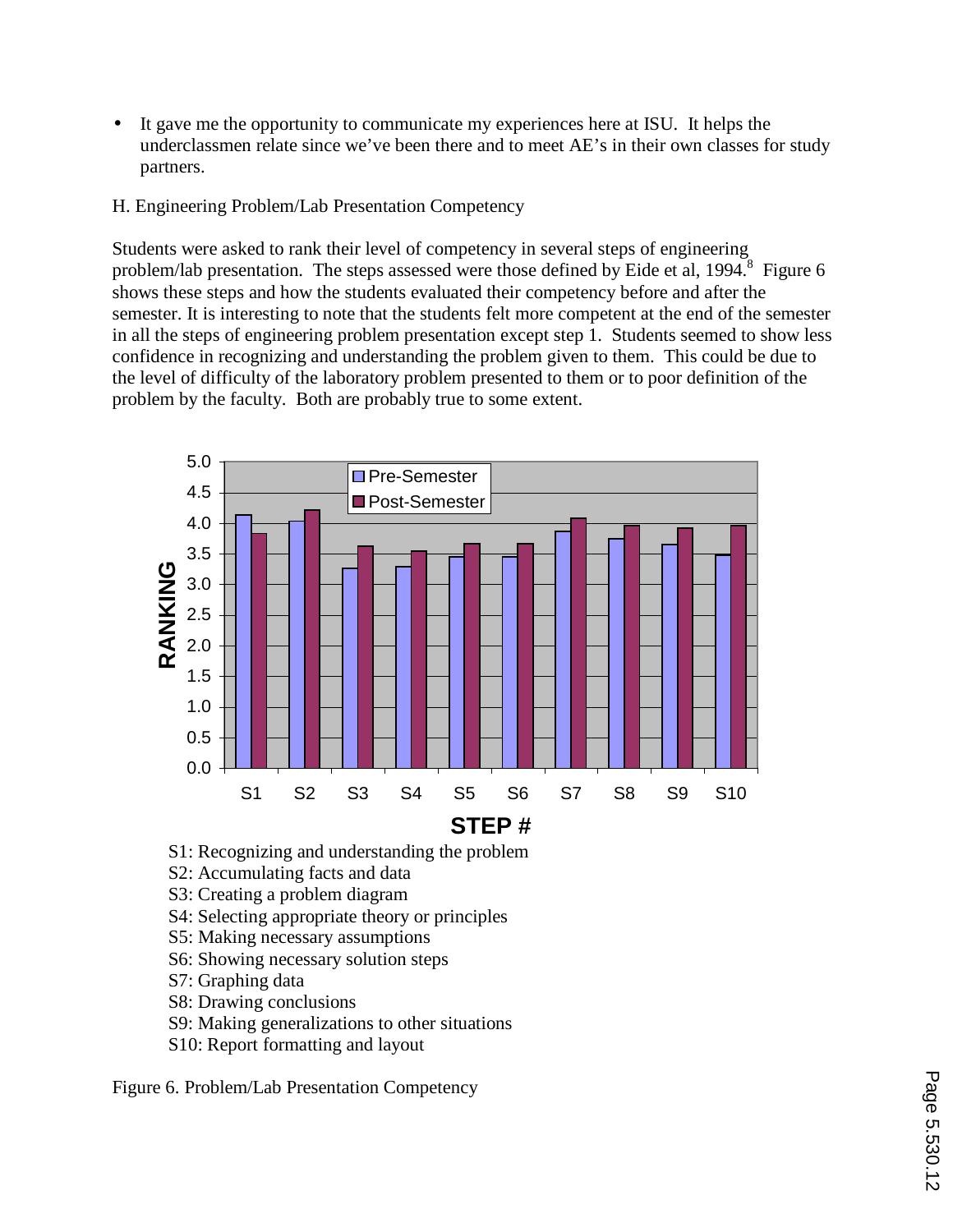- It gave me the opportunity to communicate my experiences here at ISU. It helps the underclassmen relate since we've been there and to meet AE's in their own classes for study partners.

H. Engineering Problem/Lab Presentation Competency

Students were asked to rank their level of competency in several steps of engineering problem/lab presentation. The steps assessed were those defined by Eide et al, 1994.[8] Figure 6 shows these steps and how the students evaluated their competency before and after the semester. It is interesting to note that the students felt more competent at the end of the semester in all the steps of engineering problem presentation except step 1. Students seemed to show less confidence in recognizing and understanding the problem given to them. This could be due to the level of difficulty of the laboratory problem presented to them or to poor definition of the problem by the faculty. Both are probably true to some extent.

S1: Recognizing and understanding the problem
S2: Accumulating facts and data
S3: Creating a problem diagram
S4: Selecting appropriate theory or principles
S5: Making necessary assumptions
S6: Showing necessary solution steps
S7: Graphing data
S8: Drawing conclusions
S9: Making generalizations to other situations
S10: Report formatting and layout

Figure 6. Problem/Lab Presentation Competency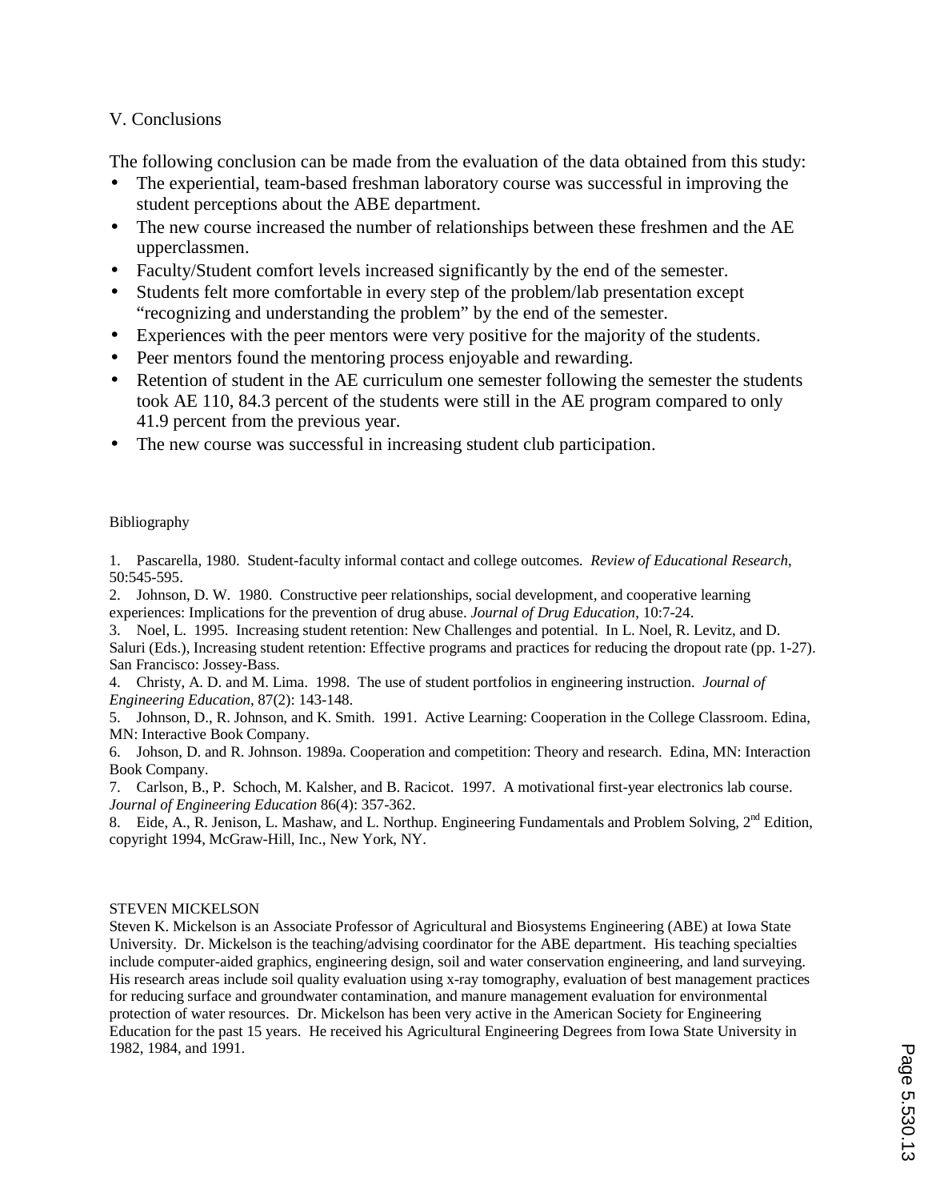## V. Conclusions

The following conclusion can be made from the evaluation of the data obtained from this study:

- The experiential, team-based freshman laboratory course was successful in improving the student perceptions about the ABE department.
- The new course increased the number of relationships between these freshmen and the AE upperclassmen.
- Faculty/Student comfort levels increased significantly by the end of the semester.
- Students felt more comfortable in every step of the problem/lab presentation except "recognizing and understanding the problem" by the end of the semester.
- Experiences with the peer mentors were very positive for the majority of the students.
- Peer mentors found the mentoring process enjoyable and rewarding.
- Retention of student in the AE curriculum one semester following the semester the students took AE 110, 84.3 percent of the students were still in the AE program compared to only 41.9 percent from the previous year.
- The new course was successful in increasing student club participation.

## Bibliography

1. Pascarella, 1980. Student-faculty informal contact and college outcomes. *Review of Educational Research*, 50:545-595.
2. Johnson, D. W. 1980. Constructive peer relationships, social development, and cooperative learning experiences: Implications for the prevention of drug abuse. *Journal of Drug Education*, 10:7-24.
3. Noel, L. 1995. Increasing student retention: New Challenges and potential. In L. Noel, R. Levitz, and D. Saluri (Eds.), Increasing student retention: Effective programs and practices for reducing the dropout rate (pp. 1-27). San Francisco: Jossey-Bass.
4. Christy, A. D. and M. Lima. 1998. The use of student portfolios in engineering instruction. *Journal of Engineering Education*, 87(2): 143-148.
5. Johnson, D., R. Johnson, and K. Smith. 1991. Active Learning: Cooperation in the College Classroom. Edina, MN: Interactive Book Company.
6. Johson, D. and R. Johnson. 1989a. Cooperation and competition: Theory and research. Edina, MN: Interaction Book Company.
7. Carlson, B., P. Schoch, M. Kalsher, and B. Racicot. 1997. A motivational first-year electronics lab course. *Journal of Engineering Education* 86(4): 357-362.
8. Eide, A., R. Jenison, L. Mashaw, and L. Northup. Engineering Fundamentals and Problem Solving, 2nd Edition, copyright 1994, McGraw-Hill, Inc., New York, NY.

STEVEN MICKELSON

Steven K. Mickelson is an Associate Professor of Agricultural and Biosystems Engineering (ABE) at Iowa State University. Dr. Mickelson is the teaching/advising coordinator for the ABE department. His teaching specialties include computer-aided graphics, engineering design, soil and water conservation engineering, and land surveying. His research areas include soil quality evaluation using x-ray tomography, evaluation of best management practices for reducing surface and groundwater contamination, and manure management evaluation for environmental protection of water resources. Dr. Mickelson has been very active in the American Society for Engineering Education for the past 15 years. He received his Agricultural Engineering Degrees from Iowa State University in 1982, 1984, and 1991.